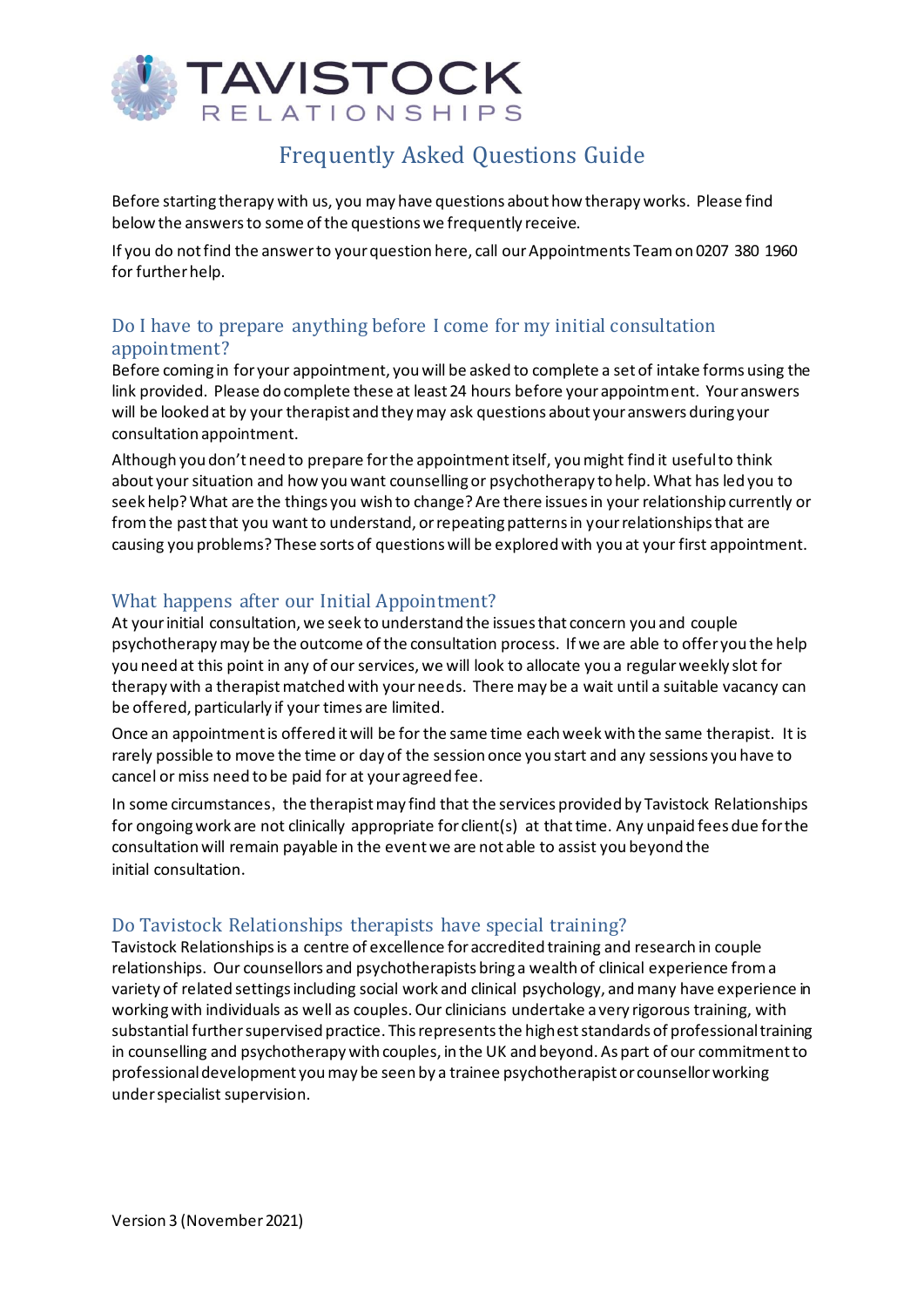# Frequently Asked Questions Guide

Before starting therapy with us, you may have questions about how therapy works. Please find below the answers to some of the questions we frequently receive.

If you do not find the answer to your question here, call our Appointments Team on 0207 380 1960 for further help.

## Do I have to prepare anything before I come for my initial consultation appointment?

Before coming in for your appointment, you will be asked to complete a set of intake forms using the link provided. Please do complete these at least 24 hours before your appointment. Your answers will be looked at by your therapist and they may ask questions about your answers during your consultation appointment.

Although you don't need to prepare for the appointment itself, you might find it useful to think about your situation and how you want counselling or psychotherapy to help. What has led you to seek help? What are the things you wish to change? Are there issues in your relationship currently or from the past that you want to understand, or repeating patterns in your relationships that are causing you problems? These sorts of questions will be explored with you at your first appointment.

## What happens after our Initial Appointment?

At your initial consultation, we seek to understand the issues that concern you and couple psychotherapy may be the outcome of the consultation process. If we are able to offer you the help you need at this point in any of our services, we will look to allocate you a regular weekly slot for therapy with a therapist matched with your needs. There may be a wait until a suitable vacancy can be offered, particularly if your times are limited.

Once an appointment is offered it will be for the same time each week with the same therapist. It is rarely possible to move the time or day of the session once you start and any sessions you have to cancel or miss need to be paid for at your agreed fee.

In some circumstances, the therapist may find that the services provided by Tavistock Relationships for ongoing work are not clinically appropriate for client(s) at that time. Any unpaid fees due for the consultation will remain payable in the event we are not able to assist you beyond the initial consultation.

## Do Tavistock Relationships therapists have special training?

Tavistock Relationships is a centre of excellence for accredited training and research in couple relationships. Our counsellors and psychotherapists bring a wealth of clinical experience from a variety of related settings including social work and clinical psychology, and many have experience in working with individuals as well as couples. Our clinicians undertake a very rigorous training, with substantial further supervised practice. This represents the highest standards of professional training in counselling and psychotherapy with couples, in the UK and beyond. As part of our commitment to professional development you may be seen by a trainee psychotherapist or counsellor working under specialist supervision.

Version 3 (November 2021)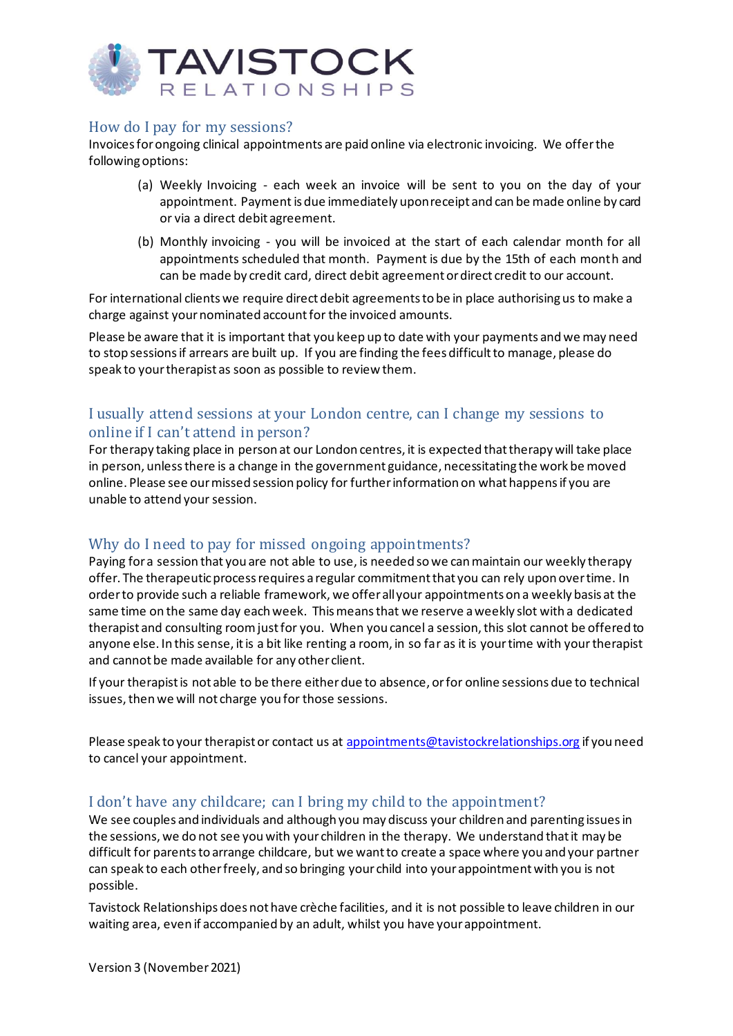## How do I pay for my sessions?

Invoices for ongoing clinical appointments are paid online via electronic invoicing. We offer the following options:

(a) Weekly Invoicing - each week an invoice will be sent to you on the day of your appointment. Payment is due immediately upon receipt and can be made online by card or via a direct debit agreement.

(b) Monthly invoicing - you will be invoiced at the start of each calendar month for all appointments scheduled that month. Payment is due by the 15th of each month and can be made by credit card, direct debit agreement or direct credit to our account.

For international clients we require direct debit agreements to be in place authorising us to make a charge against your nominated account for the invoiced amounts.

Please be aware that it is important that you keep up to date with your payments and we may need to stop sessions if arrears are built up. If you are finding the fees difficult to manage, please do speak to your therapist as soon as possible to review them.

## I usually attend sessions at your London centre, can I change my sessions to online if I can't attend in person?

For therapy taking place in person at our London centres, it is expected that therapy will take place in person, unless there is a change in the government guidance, necessitating the work be moved online. Please see our missed session policy for further information on what happens if you are unable to attend your session.

## Why do I need to pay for missed ongoing appointments?

Paying for a session that you are not able to use, is needed so we can maintain our weekly therapy offer. The therapeutic process requires a regular commitment that you can rely upon over time. In order to provide such a reliable framework, we offer all your appointments on a weekly basis at the same time on the same day each week. This means that we reserve a weekly slot with a dedicated therapist and consulting room just for you. When you cancel a session, this slot cannot be offered to anyone else. In this sense, it is a bit like renting a room, in so far as it is your time with your therapist and cannot be made available for any other client.

If your therapist is not able to be there either due to absence, or for online sessions due to technical issues, then we will not charge you for those sessions.

Please speak to your therapist or contact us at appointments@tavistockrelationships.org if you need to cancel your appointment.

## I don't have any childcare; can I bring my child to the appointment?

We see couples and individuals and although you may discuss your children and parenting issues in the sessions, we do not see you with your children in the therapy. We understand that it may be difficult for parents to arrange childcare, but we want to create a space where you and your partner can speak to each other freely, and so bringing your child into your appointment with you is not possible.

Tavistock Relationships does not have crèche facilities, and it is not possible to leave children in our waiting area, even if accompanied by an adult, whilst you have your appointment.

Version 3 (November 2021)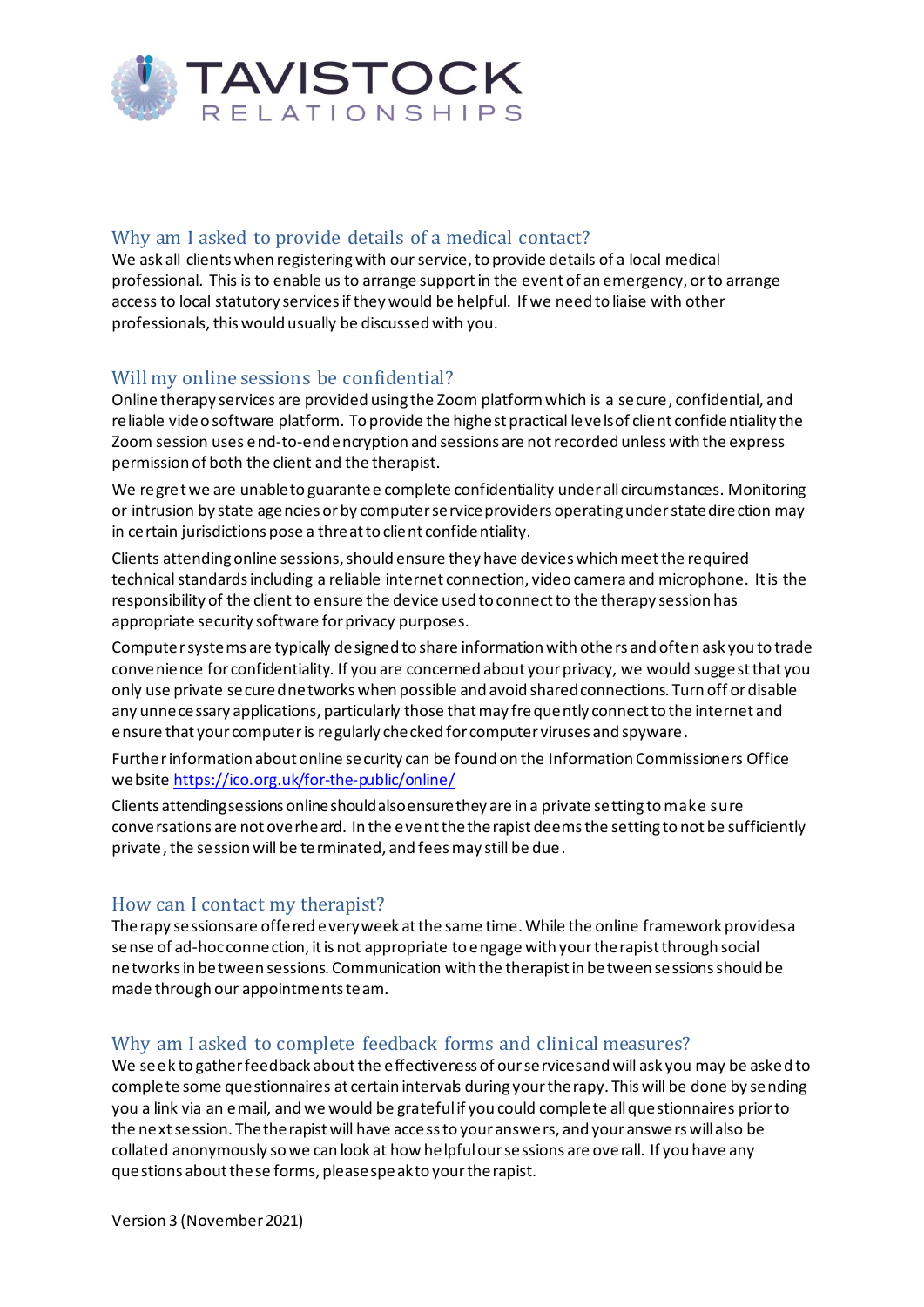## Why am I asked to provide details of a medical contact?

We ask all clients when registering with our service, to provide details of a local medical professional. This is to enable us to arrange support in the event of an emergency, or to arrange access to local statutory services if they would be helpful. If we need to liaise with other professionals, this would usually be discussed with you.

## Will my online sessions be confidential?

Online therapy services are provided using the Zoom platform which is a secure, confidential, and reliable video software platform. To provide the highest practical levels of client confidentiality the Zoom session uses end-to-end encryption and sessions are not recorded unless with the express permission of both the client and the therapist.

We regret we are unable to guarantee complete confidentiality under all circumstances. Monitoring or intrusion by state agencies or by computer service providers operating under state direction may in certain jurisdictions pose a threat to client confidentiality.

Clients attending online sessions, should ensure they have devices which meet the required technical standards including a reliable internet connection, video camera and microphone. It is the responsibility of the client to ensure the device used to connect to the therapy session has appropriate security software for privacy purposes.

Computer systems are typically designed to share information with others and often ask you to trade convenience for confidentiality. If you are concerned about your privacy, we would suggest that you only use private secured networks when possible and avoid shared connections. Turn off or disable any unnecessary applications, particularly those that may frequently connect to the internet and ensure that your computer is regularly checked for computer viruses and spyware.

Further information about online security can be found on the Information Commissioners Office website https://ico.org.uk/for-the-public/online/

Clients attending sessions online should also ensure they are in a private setting to make sure conversations are not overheard. In the event the therapist deems the setting to not be sufficiently private, the session will be terminated, and fees may still be due.

## How can I contact my therapist?

Therapy sessions are offered every week at the same time. While the online framework provides a sense of ad-hoc connection, it is not appropriate to engage with your therapist through social networks in between sessions. Communication with the therapist in between sessions should be made through our appointments team.

## Why am I asked to complete feedback forms and clinical measures?

We seek to gather feedback about the effectiveness of our services and will ask you may be asked to complete some questionnaires at certain intervals during your therapy. This will be done by sending you a link via an email, and we would be grateful if you could complete all questionnaires prior to the next session. The therapist will have access to your answers, and your answers will also be collated anonymously so we can look at how helpful our sessions are overall. If you have any questions about these forms, please speak to your therapist.

Version 3 (November 2021)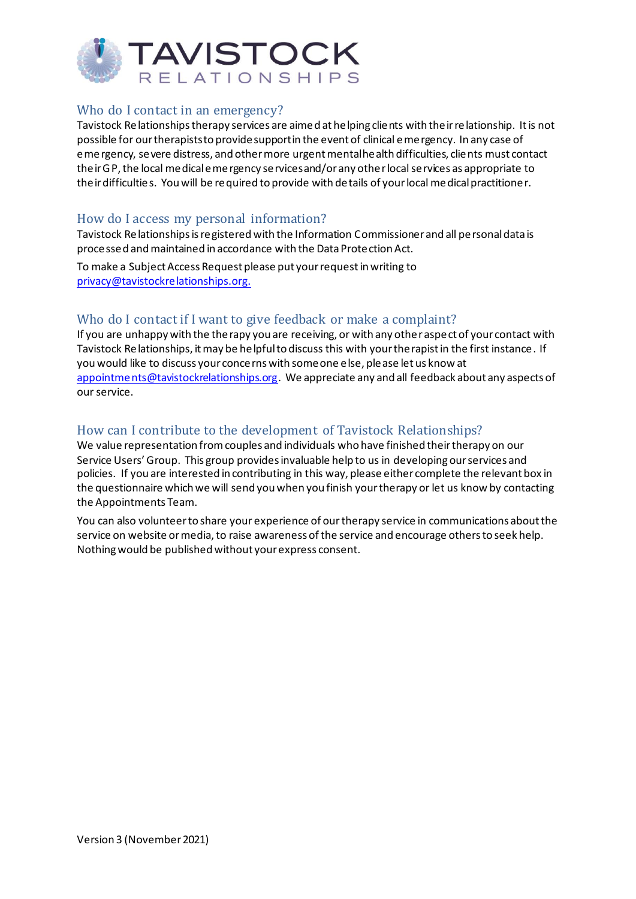## Who do I contact in an emergency?

Tavistock Relationships therapy services are aimed at helping clients with their relationship. It is not possible for our therapists to provide support in the event of clinical emergency. In any case of emergency, severe distress, and other more urgent mental health difficulties, clients must contact their GP, the local medical emergency services and/or any other local services as appropriate to their difficulties. You will be required to provide with details of your local medical practitioner.

## How do I access my personal information?

Tavistock Relationships is registered with the Information Commissioner and all personal data is processed and maintained in accordance with the Data Protection Act.

To make a Subject Access Request please put your request in writing to privacy@tavistockrelationships.org.

## Who do I contact if I want to give feedback or make a complaint?

If you are unhappy with the therapy you are receiving, or with any other aspect of your contact with Tavistock Relationships, it may be helpful to discuss this with your therapist in the first instance. If you would like to discuss your concerns with someone else, please let us know at appointments@tavistockrelationships.org. We appreciate any and all feedback about any aspects of our service.

## How can I contribute to the development of Tavistock Relationships?

We value representation from couples and individuals who have finished their therapy on our Service Users' Group. This group provides invaluable help to us in developing our services and policies. If you are interested in contributing in this way, please either complete the relevant box in the questionnaire which we will send you when you finish your therapy or let us know by contacting the Appointments Team.

You can also volunteer to share your experience of our therapy service in communications about the service on website or media, to raise awareness of the service and encourage others to seek help. Nothing would be published without your express consent.

Version 3 (November 2021)